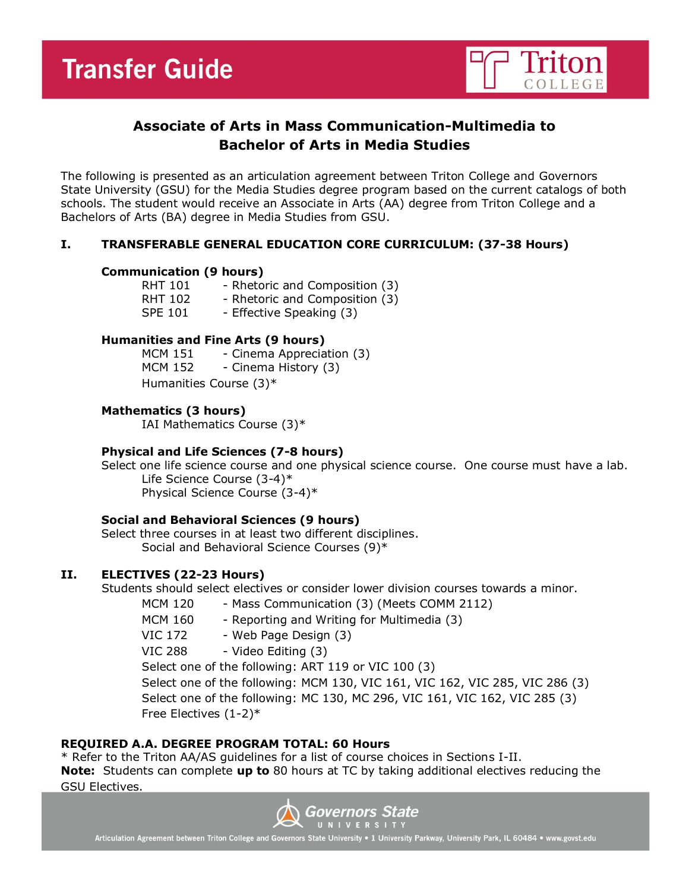# Transfer Guide

## Associate of Arts in Mass Communication-Multimedia to Bachelor of Arts in Media Studies

The following is presented as an articulation agreement between Triton College and Governors State University (GSU) for the Media Studies degree program based on the current catalogs of both schools. The student would receive an Associate in Arts (AA) degree from Triton College and a Bachelors of Arts (BA) degree in Media Studies from GSU.

### I. TRANSFERABLE GENERAL EDUCATION CORE CURRICULUM: (37-38 Hours)

**Communication (9 hours)**

- RHT 101 - Rhetoric and Composition (3)
- RHT 102 - Rhetoric and Composition (3)
- SPE 101 - Effective Speaking (3)

**Humanities and Fine Arts (9 hours)**

- MCM 151 - Cinema Appreciation (3)
- MCM 152 - Cinema History (3)
- Humanities Course (3)*

**Mathematics (3 hours)**

- IAI Mathematics Course (3)*

**Physical and Life Sciences (7-8 hours)**

Select one life science course and one physical science course. One course must have a lab.

- Life Science Course (3-4)*
- Physical Science Course (3-4)*

**Social and Behavioral Sciences (9 hours)**

Select three courses in at least two different disciplines.

- Social and Behavioral Science Courses (9)*

### II. ELECTIVES (22-23 Hours)

Students should select electives or consider lower division courses towards a minor.

- MCM 120 - Mass Communication (3) (Meets COMM 2112)
- MCM 160 - Reporting and Writing for Multimedia (3)
- VIC 172 - Web Page Design (3)
- VIC 288 - Video Editing (3)
- Select one of the following: ART 119 or VIC 100 (3)
- Select one of the following: MCM 130, VIC 161, VIC 162, VIC 285, VIC 286 (3)
- Select one of the following: MC 130, MC 296, VIC 161, VIC 162, VIC 285 (3)
- Free Electives (1-2)*

**REQUIRED A.A. DEGREE PROGRAM TOTAL: 60 Hours**

* Refer to the Triton AA/AS guidelines for a list of course choices in Sections I-II.

**Note:** Students can complete **up to** 80 hours at TC by taking additional electives reducing the GSU Electives.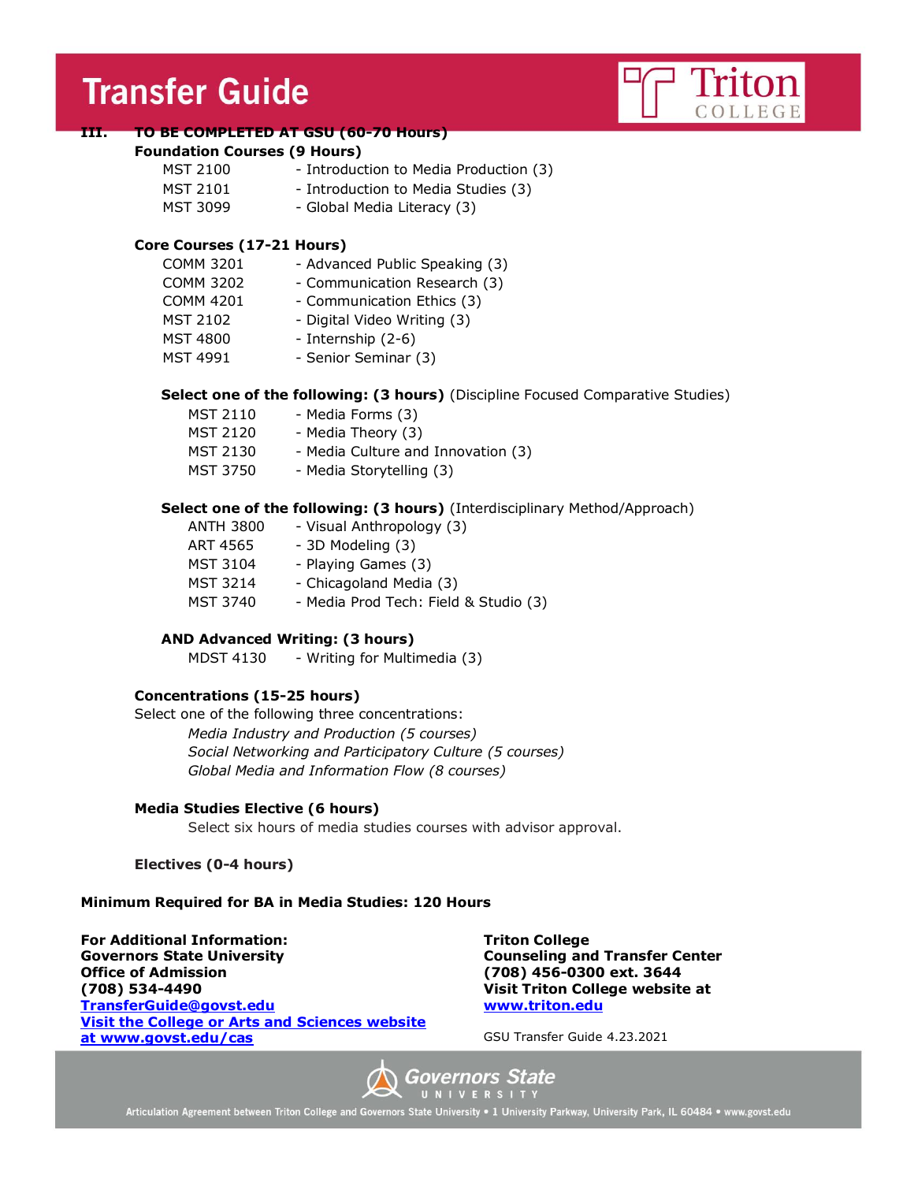# Transfer Guide

## III. TO BE COMPLETED AT GSU (60-70 Hours)

**Foundation Courses (9 Hours)**

MST 2100 - Introduction to Media Production (3)
MST 2101 - Introduction to Media Studies (3)
MST 3099 - Global Media Literacy (3)

**Core Courses (17-21 Hours)**

COMM 3201 - Advanced Public Speaking (3)
COMM 3202 - Communication Research (3)
COMM 4201 - Communication Ethics (3)
MST 2102 - Digital Video Writing (3)
MST 4800 - Internship (2-6)
MST 4991 - Senior Seminar (3)

**Select one of the following: (3 hours)** (Discipline Focused Comparative Studies)

MST 2110 - Media Forms (3)
MST 2120 - Media Theory (3)
MST 2130 - Media Culture and Innovation (3)
MST 3750 - Media Storytelling (3)

**Select one of the following: (3 hours)** (Interdisciplinary Method/Approach)

ANTH 3800 - Visual Anthropology (3)
ART 4565 - 3D Modeling (3)
MST 3104 - Playing Games (3)
MST 3214 - Chicagoland Media (3)
MST 3740 - Media Prod Tech: Field & Studio (3)

**AND Advanced Writing: (3 hours)**

MDST 4130 - Writing for Multimedia (3)

**Concentrations (15-25 hours)**

Select one of the following three concentrations:

*Media Industry and Production (5 courses)*
*Social Networking and Participatory Culture (5 courses)*
*Global Media and Information Flow (8 courses)*

**Media Studies Elective (6 hours)**

Select six hours of media studies courses with advisor approval.

**Electives (0-4 hours)**

**Minimum Required for BA in Media Studies: 120 Hours**

**For Additional Information:**
**Governors State University**
**Office of Admission**
**(708) 534-4490**
**TransferGuide@govst.edu**
**Visit the College or Arts and Sciences website at www.govst.edu/cas**

**Triton College**
**Counseling and Transfer Center**
**(708) 456-0300 ext. 3644**
**Visit Triton College website at**
**www.triton.edu**

GSU Transfer Guide 4.23.2021

Articulation Agreement between Triton College and Governors State University • 1 University Parkway, University Park, IL 60484 • www.govst.edu